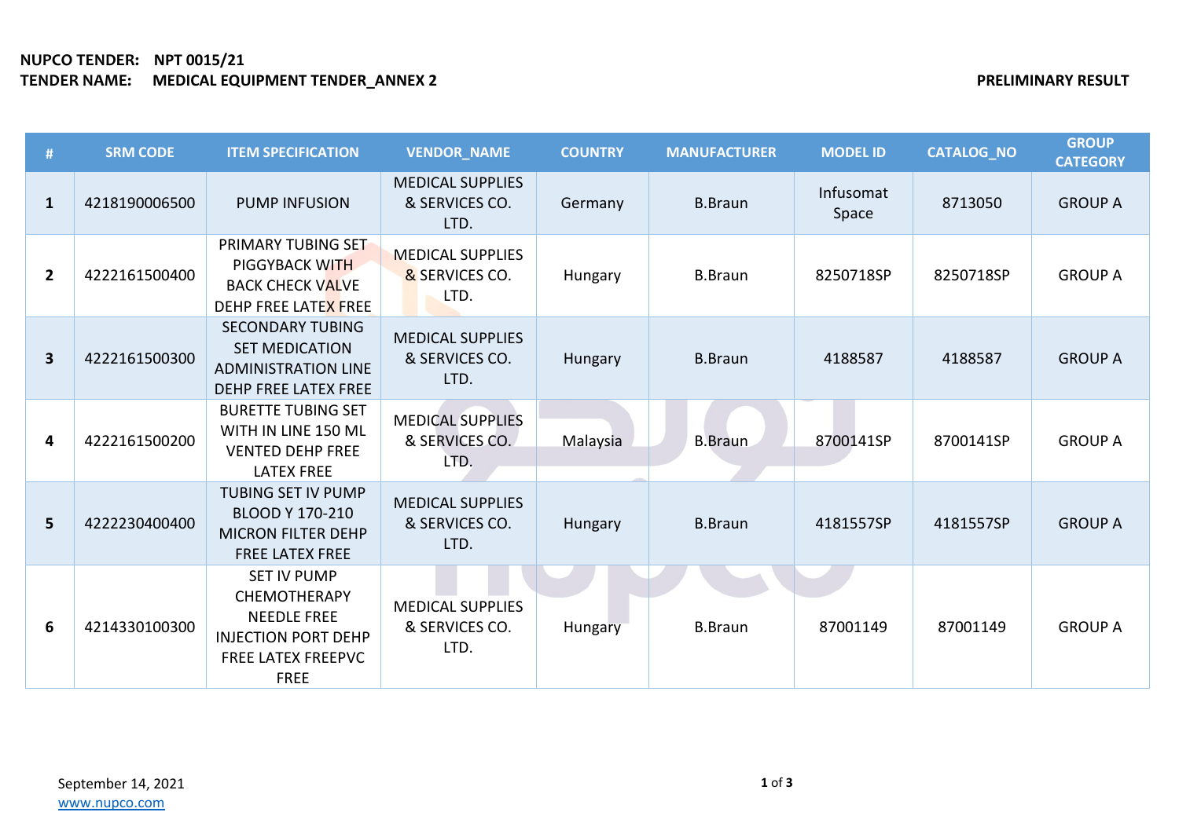**NUPCO TENDER:** **NPT 0015/21**
**TENDER NAME:** **MEDICAL EQUIPMENT TENDER_ANNEX 2**

**PRELIMINARY RESULT**

| # | SRM CODE | ITEM SPECIFICATION | VENDOR_NAME | COUNTRY | MANUFACTURER | MODEL ID | CATALOG_NO | GROUP CATEGORY |
|---|---|---|---|---|---|---|---|---|
| 1 | 4218190006500 | PUMP INFUSION | MEDICAL SUPPLIES & SERVICES CO. LTD. | Germany | B.Braun | Infusomat Space | 8713050 | GROUP A |
| 2 | 4222161500400 | PRIMARY TUBING SET PIGGYBACK WITH BACK CHECK VALVE DEHP FREE LATEX FREE | MEDICAL SUPPLIES & SERVICES CO. LTD. | Hungary | B.Braun | 8250718SP | 8250718SP | GROUP A |
| 3 | 4222161500300 | SECONDARY TUBING SET MEDICATION ADMINISTRATION LINE DEHP FREE LATEX FREE | MEDICAL SUPPLIES & SERVICES CO. LTD. | Hungary | B.Braun | 4188587 | 4188587 | GROUP A |
| 4 | 4222161500200 | BURETTE TUBING SET WITH IN LINE 150 ML VENTED DEHP FREE LATEX FREE | MEDICAL SUPPLIES & SERVICES CO. LTD. | Malaysia | B.Braun | 8700141SP | 8700141SP | GROUP A |
| 5 | 4222230400400 | TUBING SET IV PUMP BLOOD Y 170-210 MICRON FILTER DEHP FREE LATEX FREE | MEDICAL SUPPLIES & SERVICES CO. LTD. | Hungary | B.Braun | 4181557SP | 4181557SP | GROUP A |
| 6 | 4214330100300 | SET IV PUMP CHEMOTHERAPY NEEDLE FREE INJECTION PORT DEHP FREE LATEX FREEPVC FREE | MEDICAL SUPPLIES & SERVICES CO. LTD. | Hungary | B.Braun | 87001149 | 87001149 | GROUP A |

September 14, 2021
www.nupco.com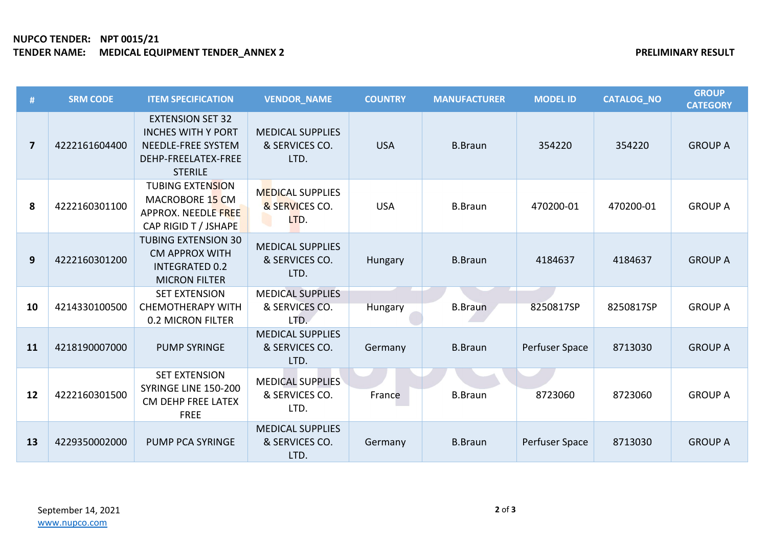**NUPCO TENDER:** **NPT 0015/21**
**TENDER NAME:** **MEDICAL EQUIPMENT TENDER_ANNEX 2**

**PRELIMINARY RESULT**

| # | SRM CODE | ITEM SPECIFICATION | VENDOR_NAME | COUNTRY | MANUFACTURER | MODEL ID | CATALOG_NO | GROUP CATEGORY |
|---|---|---|---|---|---|---|---|---|
| **7** | 4222161604400 | EXTENSION SET 32 INCHES WITH Y PORT NEEDLE-FREE SYSTEM DEHP-FREELATEX-FREE STERILE | MEDICAL SUPPLIES & SERVICES CO. LTD. | USA | B.Braun | 354220 | 354220 | GROUP A |
| **8** | 4222160301100 | TUBING EXTENSION MACROBORE 15 CM APPROX. NEEDLE FREE CAP RIGID T / JSHAPE | MEDICAL SUPPLIES & SERVICES CO. LTD. | USA | B.Braun | 470200-01 | 470200-01 | GROUP A |
| **9** | 4222160301200 | TUBING EXTENSION 30 CM APPROX WITH INTEGRATED 0.2 MICRON FILTER | MEDICAL SUPPLIES & SERVICES CO. LTD. | Hungary | B.Braun | 4184637 | 4184637 | GROUP A |
| **10** | 4214330100500 | SET EXTENSION CHEMOTHERAPY WITH 0.2 MICRON FILTER | MEDICAL SUPPLIES & SERVICES CO. LTD. | Hungary | B.Braun | 8250817SP | 8250817SP | GROUP A |
| **11** | 4218190007000 | PUMP SYRINGE | MEDICAL SUPPLIES & SERVICES CO. LTD. | Germany | B.Braun | Perfuser Space | 8713030 | GROUP A |
| **12** | 4222160301500 | SET EXTENSION SYRINGE LINE 150-200 CM DEHP FREE LATEX FREE | MEDICAL SUPPLIES & SERVICES CO. LTD. | France | B.Braun | 8723060 | 8723060 | GROUP A |
| **13** | 4229350002000 | PUMP PCA SYRINGE | MEDICAL SUPPLIES & SERVICES CO. LTD. | Germany | B.Braun | Perfuser Space | 8713030 | GROUP A |

September 14, 2021
www.nupco.com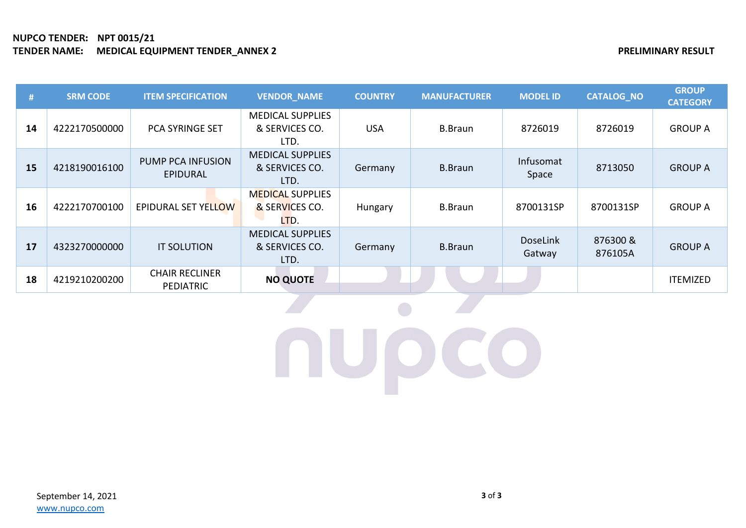**NUPCO TENDER: NPT 0015/21**
**TENDER NAME: MEDICAL EQUIPMENT TENDER_ANNEX 2**

**PRELIMINARY RESULT**

| # | SRM CODE | ITEM SPECIFICATION | VENDOR_NAME | COUNTRY | MANUFACTURER | MODEL ID | CATALOG_NO | GROUP CATEGORY |
|---|---|---|---|---|---|---|---|---|
| **14** | 4222170500000 | PCA SYRINGE SET | MEDICAL SUPPLIES & SERVICES CO. LTD. | USA | B.Braun | 8726019 | 8726019 | GROUP A |
| **15** | 4218190016100 | PUMP PCA INFUSION EPIDURAL | MEDICAL SUPPLIES & SERVICES CO. LTD. | Germany | B.Braun | Infusomat Space | 8713050 | GROUP A |
| **16** | 4222170700100 | EPIDURAL SET YELLOW | MEDICAL SUPPLIES & SERVICES CO. LTD. | Hungary | B.Braun | 8700131SP | 8700131SP | GROUP A |
| **17** | 4323270000000 | IT SOLUTION | MEDICAL SUPPLIES & SERVICES CO. LTD. | Germany | B.Braun | DoseLink Gatway | 876300 & 876105A | GROUP A |
| **18** | 4219210200200 | CHAIR RECLINER PEDIATRIC | **NO QUOTE** | | | | | ITEMIZED |

September 14, 2021
www.nupco.com